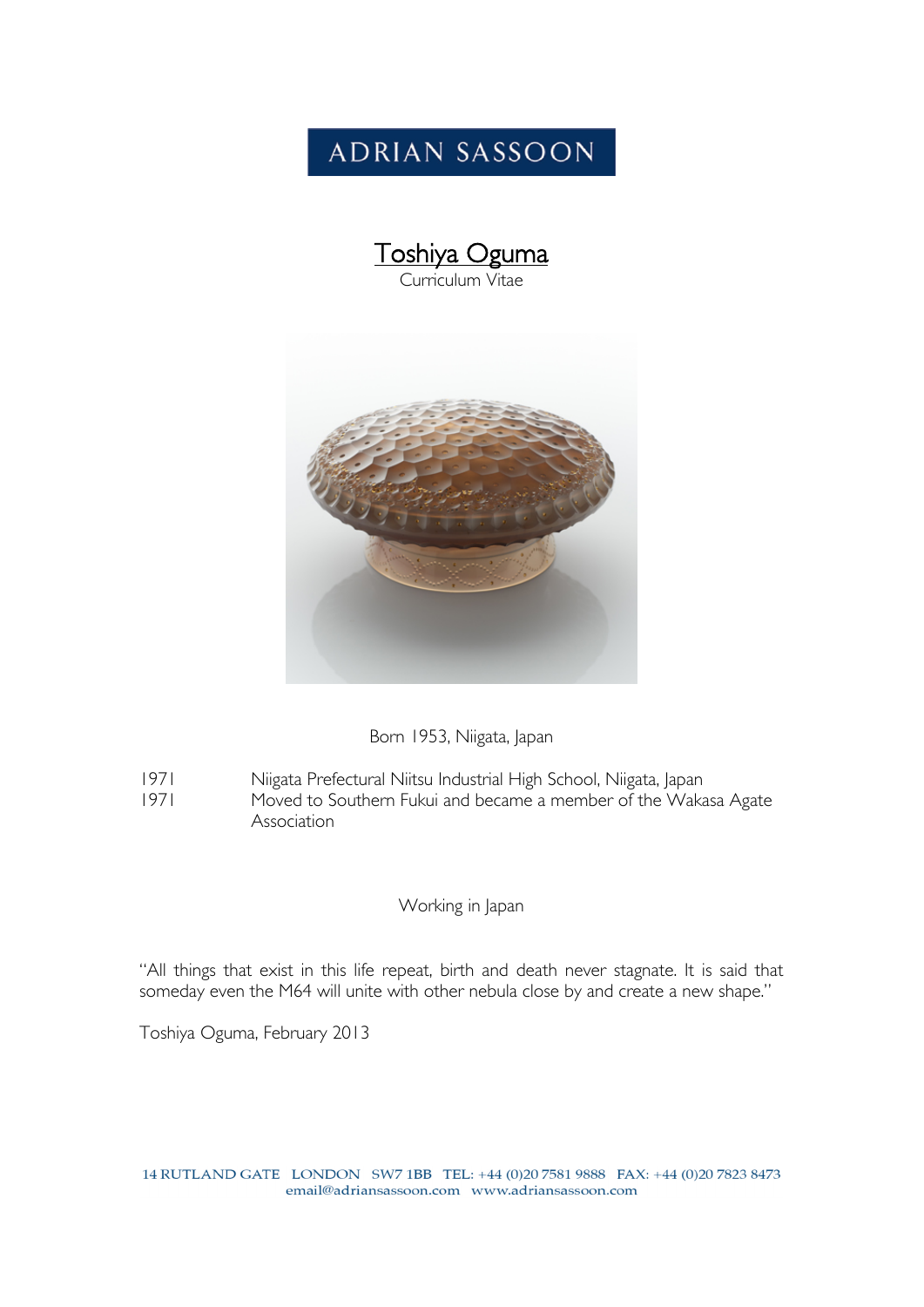ADRIAN SASSOON

# Toshiya Oguma

Curriculum Vitae

Born 1953, Niigata, Japan

| | |
|---|---|
| 1971 | Niigata Prefectural Niitsu Industrial High School, Niigata, Japan |
| 1971 | Moved to Southern Fukui and became a member of the Wakasa Agate Association |

Working in Japan

"All things that exist in this life repeat, birth and death never stagnate. It is said that someday even the M64 will unite with other nebula close by and create a new shape."

Toshiya Oguma, February 2013

14 RUTLAND GATE LONDON SW7 1BB TEL: +44 (0)20 7581 9888 FAX: +44 (0)20 7823 8473
email@adriansassoon.com www.adriansassoon.com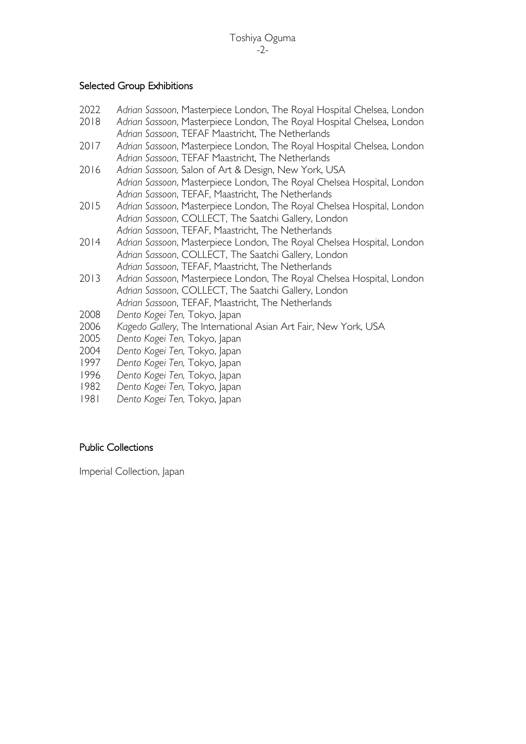## Selected Group Exhibitions

| | |
|---|---|
| 2022 | *Adrian Sassoon*, Masterpiece London, The Royal Hospital Chelsea, London |
| 2018 | *Adrian Sassoon*, Masterpiece London, The Royal Hospital Chelsea, London |
| | *Adrian Sassoon*, TEFAF Maastricht, The Netherlands |
| 2017 | *Adrian Sassoon*, Masterpiece London, The Royal Hospital Chelsea, London |
| | *Adrian Sassoon*, TEFAF Maastricht, The Netherlands |
| 2016 | *Adrian Sassoon,* Salon of Art & Design, New York, USA |
| | *Adrian Sassoon*, Masterpiece London, The Royal Chelsea Hospital, London |
| | *Adrian Sassoon*, TEFAF, Maastricht, The Netherlands |
| 2015 | *Adrian Sassoon*, Masterpiece London, The Royal Chelsea Hospital, London |
| | *Adrian Sassoon*, COLLECT, The Saatchi Gallery, London |
| | *Adrian Sassoon*, TEFAF, Maastricht, The Netherlands |
| 2014 | *Adrian Sassoon*, Masterpiece London, The Royal Chelsea Hospital, London |
| | *Adrian Sassoon*, COLLECT, The Saatchi Gallery, London |
| | *Adrian Sassoon*, TEFAF, Maastricht, The Netherlands |
| 2013 | *Adrian Sassoon*, Masterpiece London, The Royal Chelsea Hospital, London |
| | *Adrian Sassoon*, COLLECT, The Saatchi Gallery, London |
| | *Adrian Sassoon*, TEFAF, Maastricht, The Netherlands |
| 2008 | *Dento Kogei Ten,* Tokyo, Japan |
| 2006 | *Kagedo Gallery*, The International Asian Art Fair, New York, USA |
| 2005 | *Dento Kogei Ten,* Tokyo, Japan |
| 2004 | *Dento Kogei Ten,* Tokyo, Japan |
| 1997 | *Dento Kogei Ten,* Tokyo, Japan |
| 1996 | *Dento Kogei Ten,* Tokyo, Japan |
| 1982 | *Dento Kogei Ten,* Tokyo, Japan |
| 1981 | *Dento Kogei Ten,* Tokyo, Japan |

## Public Collections

Imperial Collection, Japan